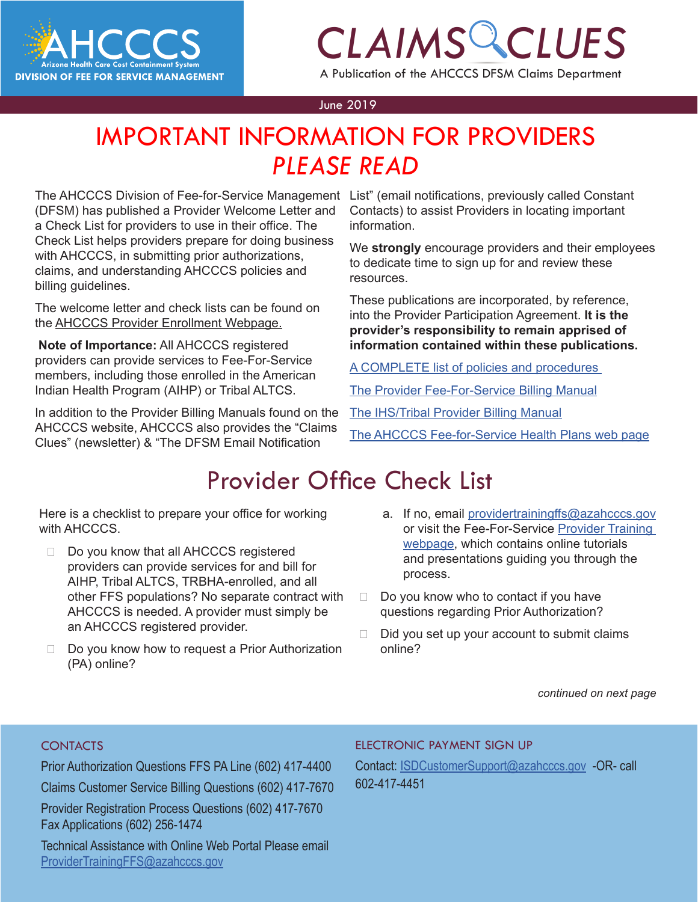AHCCCS
Arizona Health Care Cost Containment System
DIVISION OF FEE FOR SERVICE MANAGEMENT

# CLAIMS CLUES

A Publication of the AHCCCS DFSM Claims Department

June 2019

# IMPORTANT INFORMATION FOR PROVIDERS *PLEASE READ*

The AHCCCS Division of Fee-for-Service Management (DFSM) has published a Provider Welcome Letter and a Check List for providers to use in their office. The Check List helps providers prepare for doing business with AHCCCS, in submitting prior authorizations, claims, and understanding AHCCCS policies and billing guidelines.

The welcome letter and check lists can be found on the AHCCCS Provider Enrollment Webpage.

**Note of Importance:** All AHCCCS registered providers can provide services to Fee-For-Service members, including those enrolled in the American Indian Health Program (AIHP) or Tribal ALTCS.

In addition to the Provider Billing Manuals found on the AHCCCS website, AHCCCS also provides the "Claims Clues" (newsletter) & "The DFSM Email Notification List" (email notifications, previously called Constant Contacts) to assist Providers in locating important information.

We **strongly** encourage providers and their employees to dedicate time to sign up for and review these resources.

These publications are incorporated, by reference, into the Provider Participation Agreement. **It is the provider's responsibility to remain apprised of information contained within these publications.**

A COMPLETE list of policies and procedures

The Provider Fee-For-Service Billing Manual

The IHS/Tribal Provider Billing Manual

The AHCCCS Fee-for-Service Health Plans web page

## Provider Office Check List

Here is a checklist to prepare your office for working with AHCCCS.

- Do you know that all AHCCCS registered providers can provide services for and bill for AIHP, Tribal ALTCS, TRBHA-enrolled, and all other FFS populations? No separate contract with AHCCCS is needed. A provider must simply be an AHCCCS registered provider.
- Do you know how to request a Prior Authorization (PA) online?
  a. If no, email providertrainingffs@azahcccs.gov or visit the Fee-For-Service Provider Training webpage, which contains online tutorials and presentations guiding you through the process.
- Do you know who to contact if you have questions regarding Prior Authorization?
- Did you set up your account to submit claims online?

*continued on next page*

### CONTACTS

Prior Authorization Questions FFS PA Line (602) 417-4400

Claims Customer Service Billing Questions (602) 417-7670

Provider Registration Process Questions (602) 417-7670
Fax Applications (602) 256-1474

Technical Assistance with Online Web Portal Please email ProviderTrainingFFS@azahcccs.gov

### ELECTRONIC PAYMENT SIGN UP

Contact: ISDCustomerSupport@azahcccs.gov -OR- call 602-417-4451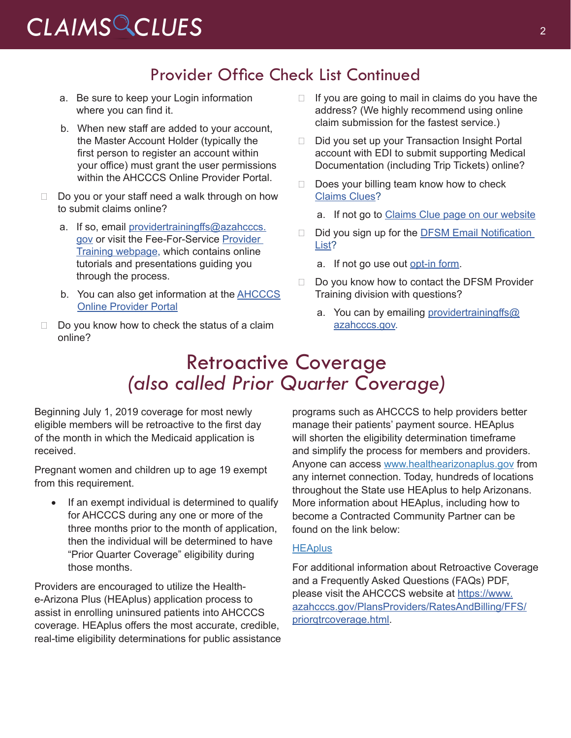## Provider Office Check List Continued

   a. Be sure to keep your Login information where you can find it.

   b. When new staff are added to your account, the Master Account Holder (typically the first person to register an account within your office) must grant the user permissions within the AHCCCS Online Provider Portal.

- ☐ Do you or your staff need a walk through on how to submit claims online?

   a. If so, email providertrainingffs@azahcccs.gov or visit the Fee-For-Service Provider Training webpage, which contains online tutorials and presentations guiding you through the process.

   b. You can also get information at the AHCCCS Online Provider Portal

- ☐ Do you know how to check the status of a claim online?

- ☐ If you are going to mail in claims do you have the address? (We highly recommend using online claim submission for the fastest service.)

- ☐ Did you set up your Transaction Insight Portal account with EDI to submit supporting Medical Documentation (including Trip Tickets) online?

- ☐ Does your billing team know how to check Claims Clues?

   a. If not go to Claims Clue page on our website

- ☐ Did you sign up for the DFSM Email Notification List?

   a. If not go use out opt-in form.

- ☐ Do you know how to contact the DFSM Provider Training division with questions?

   a. You can by emailing providertrainingffs@azahcccs.gov.

# Retroactive Coverage *(also called Prior Quarter Coverage)*

Beginning July 1, 2019 coverage for most newly eligible members will be retroactive to the first day of the month in which the Medicaid application is received.

Pregnant women and children up to age 19 exempt from this requirement.

- If an exempt individual is determined to qualify for AHCCCS during any one or more of the three months prior to the month of application, then the individual will be determined to have "Prior Quarter Coverage" eligibility during those months.

Providers are encouraged to utilize the Health-e-Arizona Plus (HEAplus) application process to assist in enrolling uninsured patients into AHCCCS coverage. HEAplus offers the most accurate, credible, real-time eligibility determinations for public assistance programs such as AHCCCS to help providers better manage their patients' payment source. HEAplus will shorten the eligibility determination timeframe and simplify the process for members and providers. Anyone can access www.healthearizonaplus.gov from any internet connection. Today, hundreds of locations throughout the State use HEAplus to help Arizonans. More information about HEAplus, including how to become a Contracted Community Partner can be found on the link below:

HEAplus

For additional information about Retroactive Coverage and a Frequently Asked Questions (FAQs) PDF, please visit the AHCCCS website at https://www.azahcccs.gov/PlansProviders/RatesAndBilling/FFS/priorqtrcoverage.html.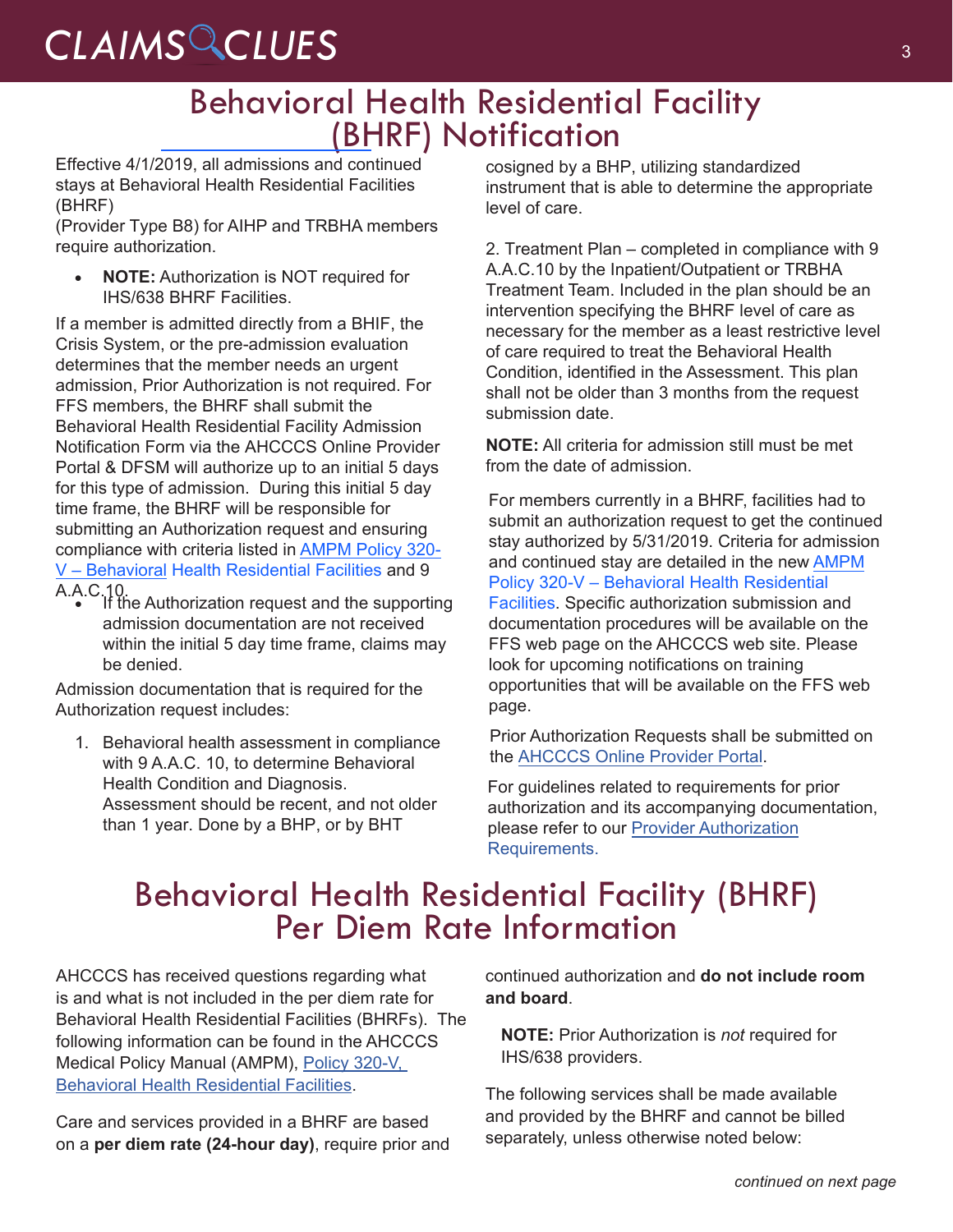# Behavioral Health Residential Facility (BHRF) Notification

Effective 4/1/2019, all admissions and continued stays at Behavioral Health Residential Facilities (BHRF)
(Provider Type B8) for AIHP and TRBHA members require authorization.

- **NOTE:** Authorization is NOT required for IHS/638 BHRF Facilities.

If a member is admitted directly from a BHIF, the Crisis System, or the pre-admission evaluation determines that the member needs an urgent admission, Prior Authorization is not required. For FFS members, the BHRF shall submit the Behavioral Health Residential Facility Admission Notification Form via the AHCCCS Online Provider Portal & DFSM will authorize up to an initial 5 days for this type of admission. During this initial 5 day time frame, the BHRF will be responsible for submitting an Authorization request and ensuring compliance with criteria listed in AMPM Policy 320-V – Behavioral Health Residential Facilities and 9 A.A.C.10.

- If the Authorization request and the supporting admission documentation are not received within the initial 5 day time frame, claims may be denied.

Admission documentation that is required for the Authorization request includes:

1. Behavioral health assessment in compliance with 9 A.A.C. 10, to determine Behavioral Health Condition and Diagnosis. Assessment should be recent, and not older than 1 year. Done by a BHP, or by BHT cosigned by a BHP, utilizing standardized instrument that is able to determine the appropriate level of care.

2. Treatment Plan – completed in compliance with 9 A.A.C.10 by the Inpatient/Outpatient or TRBHA Treatment Team. Included in the plan should be an intervention specifying the BHRF level of care as necessary for the member as a least restrictive level of care required to treat the Behavioral Health Condition, identified in the Assessment. This plan shall not be older than 3 months from the request submission date.

**NOTE:** All criteria for admission still must be met from the date of admission.

For members currently in a BHRF, facilities had to submit an authorization request to get the continued stay authorized by 5/31/2019. Criteria for admission and continued stay are detailed in the new AMPM Policy 320-V – Behavioral Health Residential Facilities. Specific authorization submission and documentation procedures will be available on the FFS web page on the AHCCCS web site. Please look for upcoming notifications on training opportunities that will be available on the FFS web page.

Prior Authorization Requests shall be submitted on the AHCCCS Online Provider Portal.

For guidelines related to requirements for prior authorization and its accompanying documentation, please refer to our Provider Authorization Requirements.

# Behavioral Health Residential Facility (BHRF) Per Diem Rate Information

AHCCCS has received questions regarding what is and what is not included in the per diem rate for Behavioral Health Residential Facilities (BHRFs). The following information can be found in the AHCCCS Medical Policy Manual (AMPM), Policy 320-V, Behavioral Health Residential Facilities.

Care and services provided in a BHRF are based on a **per diem rate (24-hour day)**, require prior and continued authorization and **do not include room and board**.

**NOTE:** Prior Authorization is *not* required for IHS/638 providers.

The following services shall be made available and provided by the BHRF and cannot be billed separately, unless otherwise noted below:

*continued on next page*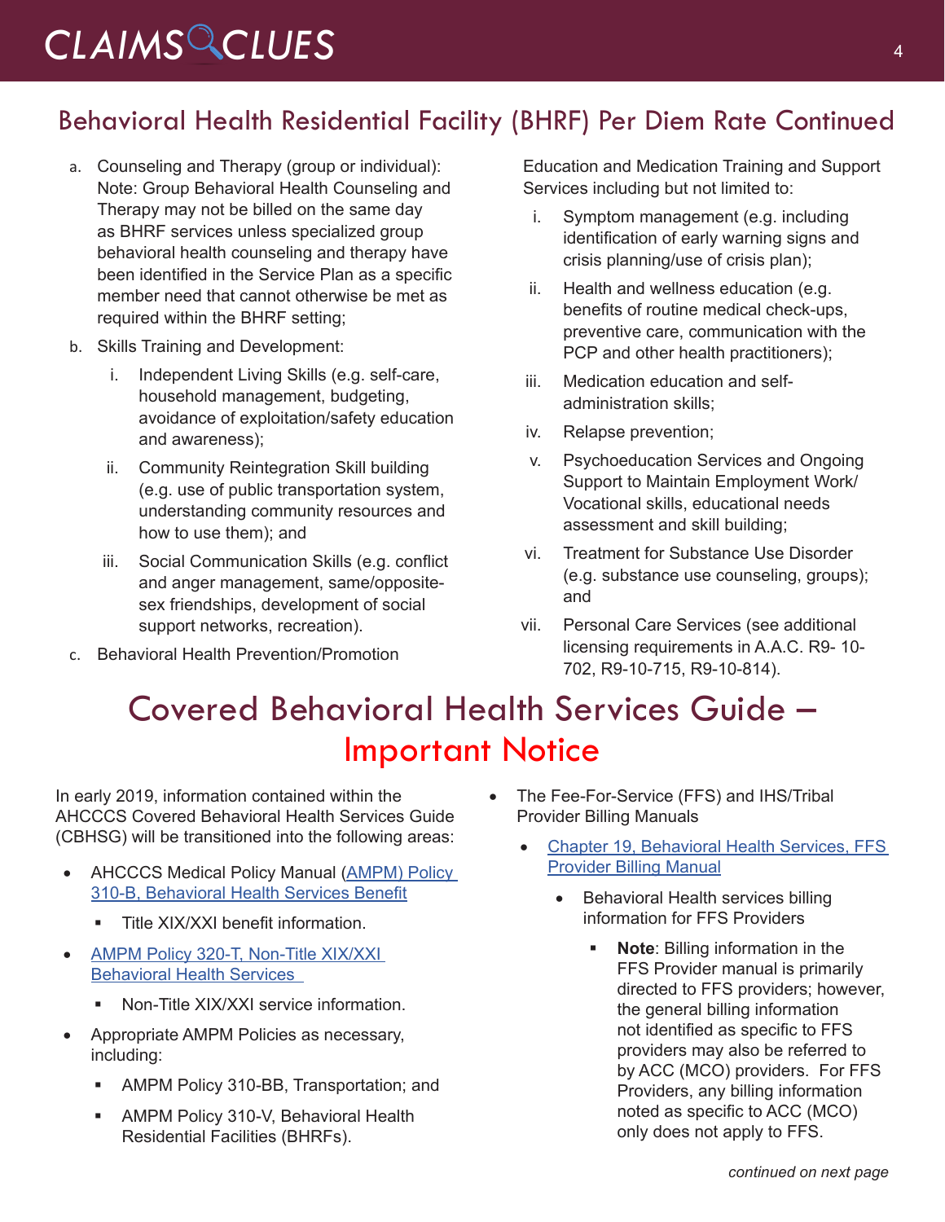## Behavioral Health Residential Facility (BHRF) Per Diem Rate Continued

a. Counseling and Therapy (group or individual): Note: Group Behavioral Health Counseling and Therapy may not be billed on the same day as BHRF services unless specialized group behavioral health counseling and therapy have been identified in the Service Plan as a specific member need that cannot otherwise be met as required within the BHRF setting;

b. Skills Training and Development:

   i. Independent Living Skills (e.g. self-care, household management, budgeting, avoidance of exploitation/safety education and awareness);

   ii. Community Reintegration Skill building (e.g. use of public transportation system, understanding community resources and how to use them); and

   iii. Social Communication Skills (e.g. conflict and anger management, same/opposite-sex friendships, development of social support networks, recreation).

c. Behavioral Health Prevention/Promotion Education and Medication Training and Support Services including but not limited to:

   i. Symptom management (e.g. including identification of early warning signs and crisis planning/use of crisis plan);

   ii. Health and wellness education (e.g. benefits of routine medical check-ups, preventive care, communication with the PCP and other health practitioners);

   iii. Medication education and self-administration skills;

   iv. Relapse prevention;

   v. Psychoeducation Services and Ongoing Support to Maintain Employment Work/ Vocational skills, educational needs assessment and skill building;

   vi. Treatment for Substance Use Disorder (e.g. substance use counseling, groups); and

   vii. Personal Care Services (see additional licensing requirements in A.A.C. R9- 10-702, R9-10-715, R9-10-814).

# Covered Behavioral Health Services Guide – Important Notice

In early 2019, information contained within the AHCCCS Covered Behavioral Health Services Guide (CBHSG) will be transitioned into the following areas:

- AHCCCS Medical Policy Manual (AMPM) Policy 310-B, Behavioral Health Services Benefit
  - Title XIX/XXI benefit information.
- AMPM Policy 320-T, Non-Title XIX/XXI Behavioral Health Services
  - Non-Title XIX/XXI service information.
- Appropriate AMPM Policies as necessary, including:
  - AMPM Policy 310-BB, Transportation; and
  - AMPM Policy 310-V, Behavioral Health Residential Facilities (BHRFs).
- The Fee-For-Service (FFS) and IHS/Tribal Provider Billing Manuals
  - Chapter 19, Behavioral Health Services, FFS Provider Billing Manual
    - Behavioral Health services billing information for FFS Providers
      - **Note**: Billing information in the FFS Provider manual is primarily directed to FFS providers; however, the general billing information not identified as specific to FFS providers may also be referred to by ACC (MCO) providers. For FFS Providers, any billing information noted as specific to ACC (MCO) only does not apply to FFS.

*continued on next page*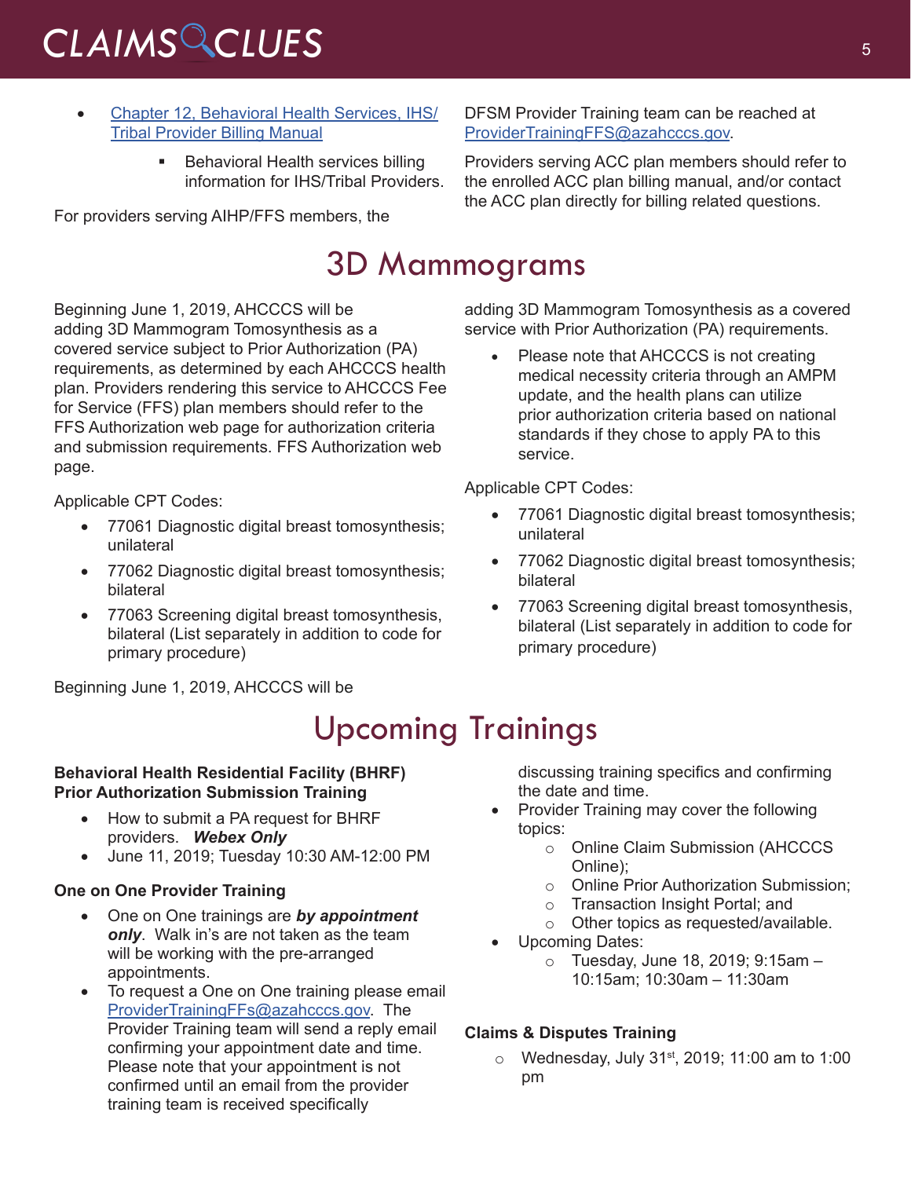- [Chapter 12, Behavioral Health Services, IHS/Tribal Provider Billing Manual]
  - Behavioral Health services billing information for IHS/Tribal Providers.

For providers serving AIHP/FFS members, the DFSM Provider Training team can be reached at ProviderTrainingFFS@azahcccs.gov.

Providers serving ACC plan members should refer to the enrolled ACC plan billing manual, and/or contact the ACC plan directly for billing related questions.

# 3D Mammograms

Beginning June 1, 2019, AHCCCS will be adding 3D Mammogram Tomosynthesis as a covered service subject to Prior Authorization (PA) requirements, as determined by each AHCCCS health plan. Providers rendering this service to AHCCCS Fee for Service (FFS) plan members should refer to the FFS Authorization web page for authorization criteria and submission requirements. FFS Authorization web page.

Applicable CPT Codes:

- 77061 Diagnostic digital breast tomosynthesis; unilateral
- 77062 Diagnostic digital breast tomosynthesis; bilateral
- 77063 Screening digital breast tomosynthesis, bilateral (List separately in addition to code for primary procedure)

Beginning June 1, 2019, AHCCCS will be adding 3D Mammogram Tomosynthesis as a covered service with Prior Authorization (PA) requirements.

- Please note that AHCCCS is not creating medical necessity criteria through an AMPM update, and the health plans can utilize prior authorization criteria based on national standards if they chose to apply PA to this service.

Applicable CPT Codes:

- 77061 Diagnostic digital breast tomosynthesis; unilateral
- 77062 Diagnostic digital breast tomosynthesis; bilateral
- 77063 Screening digital breast tomosynthesis, bilateral (List separately in addition to code for primary procedure)

# Upcoming Trainings

**Behavioral Health Residential Facility (BHRF) Prior Authorization Submission Training**

- How to submit a PA request for BHRF providers. ***Webex Only***
- June 11, 2019; Tuesday 10:30 AM-12:00 PM

**One on One Provider Training**

- One on One trainings are ***by appointment only***. Walk in's are not taken as the team will be working with the pre-arranged appointments.
- To request a One on One training please email ProviderTrainingFFs@azahcccs.gov. The Provider Training team will send a reply email confirming your appointment date and time. Please note that your appointment is not confirmed until an email from the provider training team is received specifically discussing training specifics and confirming the date and time.
- Provider Training may cover the following topics:
  - Online Claim Submission (AHCCCS Online);
  - Online Prior Authorization Submission;
  - Transaction Insight Portal; and
  - Other topics as requested/available.
- Upcoming Dates:
  - Tuesday, June 18, 2019; 9:15am – 10:15am; 10:30am – 11:30am

**Claims & Disputes Training**

- Wednesday, July 31st, 2019; 11:00 am to 1:00 pm